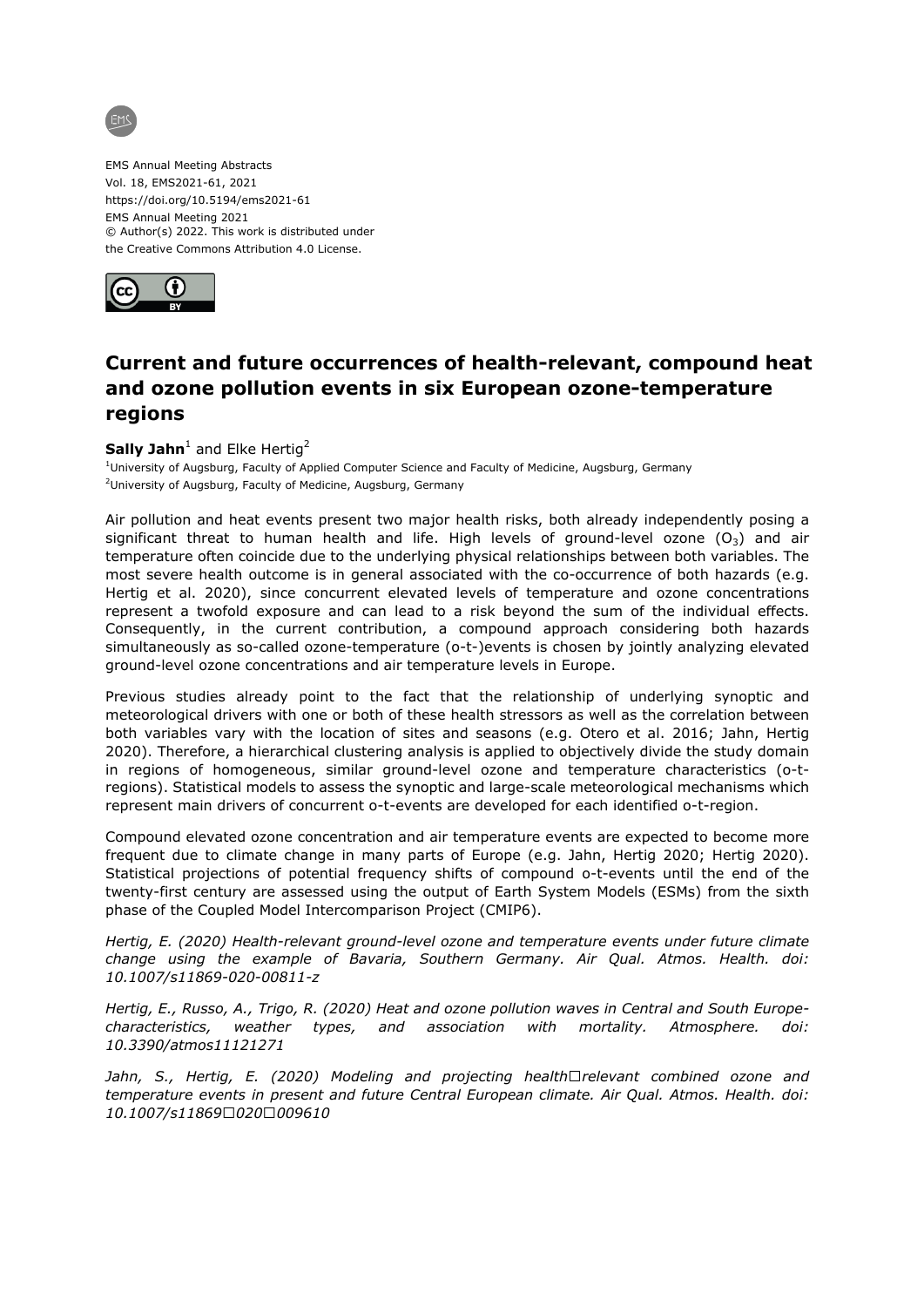EMS Annual Meeting Abstracts
Vol. 18, EMS2021-61, 2021
https://doi.org/10.5194/ems2021-61
EMS Annual Meeting 2021
© Author(s) 2022. This work is distributed under
the Creative Commons Attribution 4.0 License.

# Current and future occurrences of health-relevant, compound heat and ozone pollution events in six European ozone-temperature regions

**Sally Jahn**[1] and Elke Hertig[2]

[1]University of Augsburg, Faculty of Applied Computer Science and Faculty of Medicine, Augsburg, Germany
[2]University of Augsburg, Faculty of Medicine, Augsburg, Germany

Air pollution and heat events present two major health risks, both already independently posing a significant threat to human health and life. High levels of ground-level ozone ($O_3$) and air temperature often coincide due to the underlying physical relationships between both variables. The most severe health outcome is in general associated with the co-occurrence of both hazards (e.g. Hertig et al. 2020), since concurrent elevated levels of temperature and ozone concentrations represent a twofold exposure and can lead to a risk beyond the sum of the individual effects. Consequently, in the current contribution, a compound approach considering both hazards simultaneously as so-called ozone-temperature (o-t-)events is chosen by jointly analyzing elevated ground-level ozone concentrations and air temperature levels in Europe.

Previous studies already point to the fact that the relationship of underlying synoptic and meteorological drivers with one or both of these health stressors as well as the correlation between both variables vary with the location of sites and seasons (e.g. Otero et al. 2016; Jahn, Hertig 2020). Therefore, a hierarchical clustering analysis is applied to objectively divide the study domain in regions of homogeneous, similar ground-level ozone and temperature characteristics (o-t-regions). Statistical models to assess the synoptic and large-scale meteorological mechanisms which represent main drivers of concurrent o-t-events are developed for each identified o-t-region.

Compound elevated ozone concentration and air temperature events are expected to become more frequent due to climate change in many parts of Europe (e.g. Jahn, Hertig 2020; Hertig 2020). Statistical projections of potential frequency shifts of compound o-t-events until the end of the twenty-first century are assessed using the output of Earth System Models (ESMs) from the sixth phase of the Coupled Model Intercomparison Project (CMIP6).

*Hertig, E. (2020) Health-relevant ground-level ozone and temperature events under future climate change using the example of Bavaria, Southern Germany. Air Qual. Atmos. Health. doi: 10.1007/s11869-020-00811-z*

*Hertig, E., Russo, A., Trigo, R. (2020) Heat and ozone pollution waves in Central and South Europe-characteristics, weather types, and association with mortality. Atmosphere. doi: 10.3390/atmos11121271*

*Jahn, S., Hertig, E. (2020) Modeling and projecting health□relevant combined ozone and temperature events in present and future Central European climate. Air Qual. Atmos. Health. doi: 10.1007/s11869□020□009610*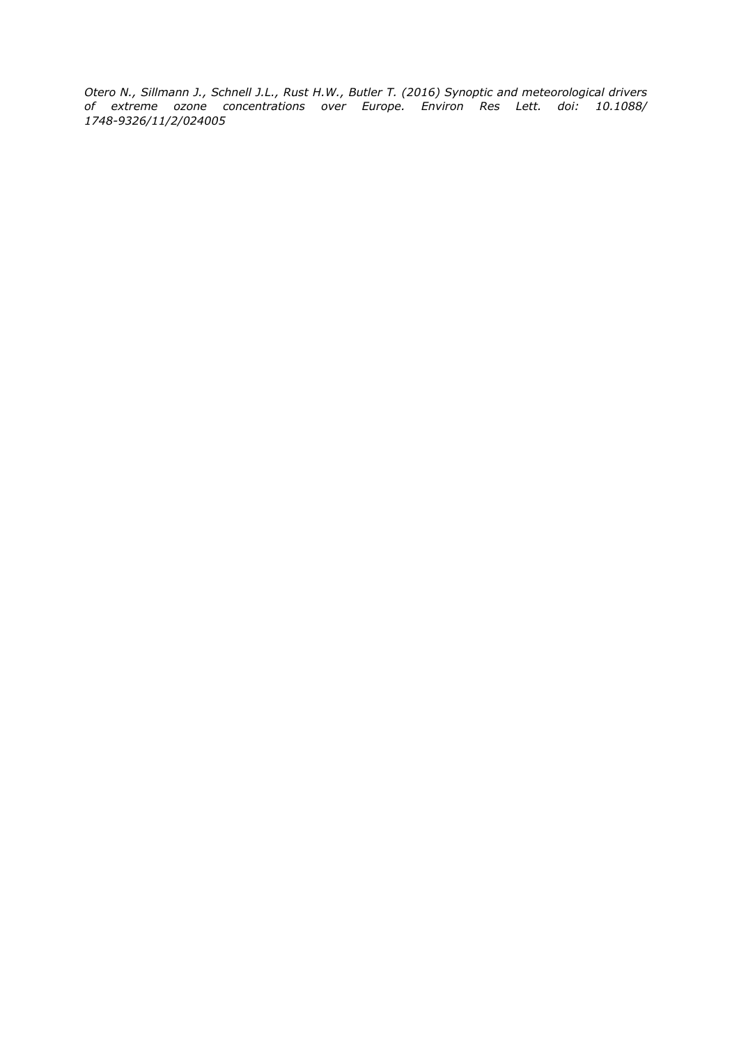*Otero N., Sillmann J., Schnell J.L., Rust H.W., Butler T. (2016) Synoptic and meteorological drivers of extreme ozone concentrations over Europe. Environ Res Lett. doi: 10.1088/ 1748-9326/11/2/024005*